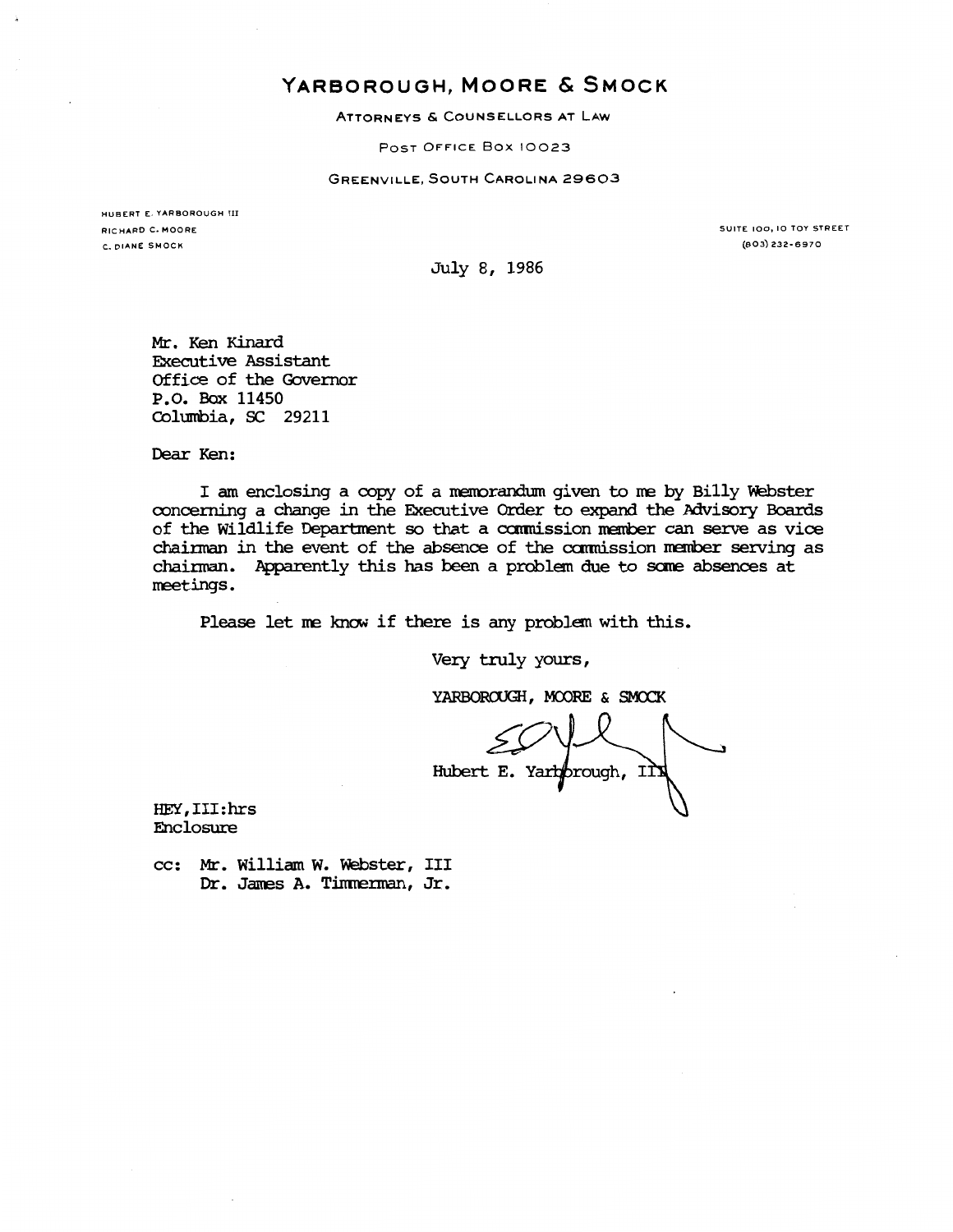# YARBOROUGH, MOORE & SMOCK

ATTORNEYS & COUNSELLORS AT LAW

POST OFFICE BOX 10023

GREENVILLE, SOUTH CAROLINA 29603

HUBERT E. YARBOROUGH III
RICHARD C. MOORE
C. DIANE SMOCK

SUITE 100, 10 TOY STREET
(803) 232-6970

July 8, 1986

Mr. Ken Kinard
Executive Assistant
Office of the Governor
P.O. Box 11450
Columbia, SC 29211

Dear Ken:

I am enclosing a copy of a memorandum given to me by Billy Webster concerning a change in the Executive Order to expand the Advisory Boards of the Wildlife Department so that a commission member can serve as vice chairman in the event of the absence of the commission member serving as chairman. Apparently this has been a problem due to some absences at meetings.

Please let me know if there is any problem with this.

Very truly yours,

YARBOROUGH, MOORE & SMOCK

Hubert E. Yarborough, III

HEY,III:hrs
Enclosure

cc: Mr. William W. Webster, III
Dr. James A. Timmerman, Jr.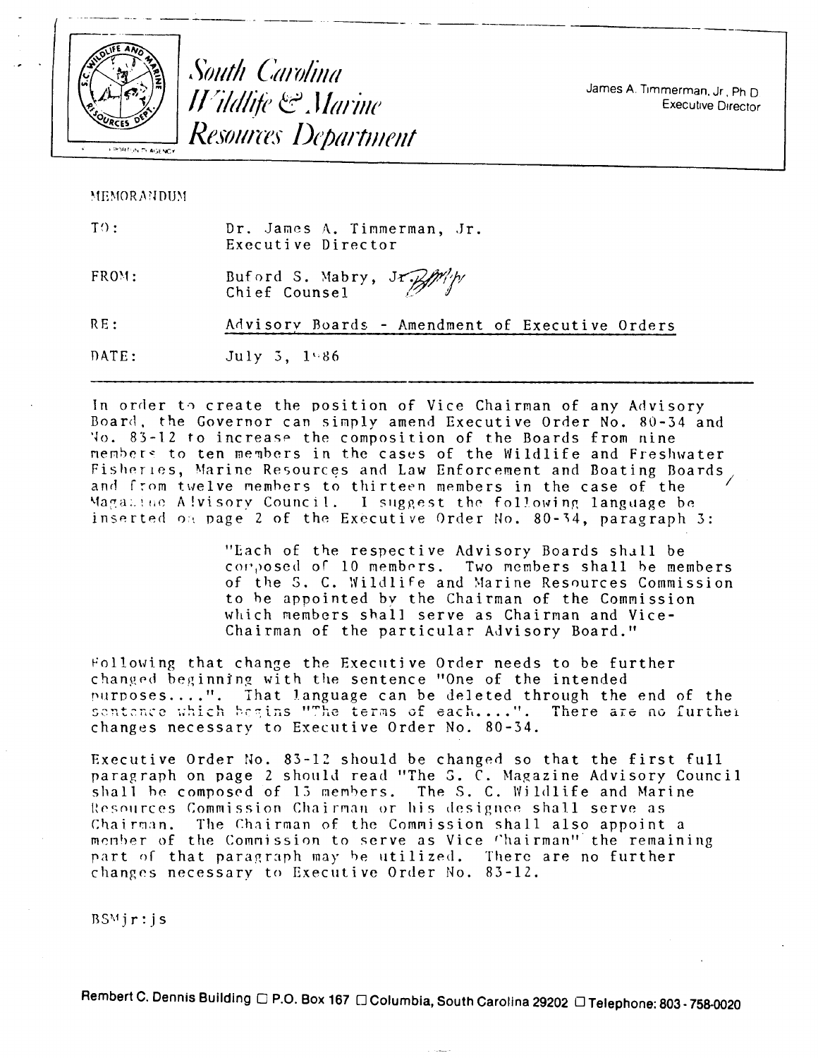*South Carolina Wildlife & Marine Resources Department*

James A. Timmerman, Jr., Ph.D.
Executive Director

MEMORANDUM

| | |
|---|---|
| TO: | Dr. James A. Timmerman, Jr. Executive Director |
| FROM: | Buford S. Mabry, Jr. Chief Counsel |
| RE: | Advisory Boards - Amendment of Executive Orders |
| DATE: | July 3, 1986 |

In order to create the position of Vice Chairman of any Advisory Board, the Governor can simply amend Executive Order No. 80-34 and No. 83-12 to increase the composition of the Boards from nine members to ten members in the cases of the Wildlife and Freshwater Fisheries, Marine Resources and Law Enforcement and Boating Boards and from twelve members to thirteen members in the case of the Magazine Advisory Council. I suggest the following language be inserted on page 2 of the Executive Order No. 80-34, paragraph 3:

> "Each of the respective Advisory Boards shall be composed of 10 members. Two members shall be members of the S. C. Wildlife and Marine Resources Commission to be appointed by the Chairman of the Commission which members shall serve as Chairman and Vice-Chairman of the particular Advisory Board."

Following that change the Executive Order needs to be further changed beginning with the sentence "One of the intended purposes....". That language can be deleted through the end of the sentence which begins "The terms of each....". There are no further changes necessary to Executive Order No. 80-34.

Executive Order No. 83-12 should be changed so that the first full paragraph on page 2 should read "The S. C. Magazine Advisory Council shall be composed of 13 members. The S. C. Wildlife and Marine Resources Commission Chairman or his designee shall serve as Chairman. The Chairman of the Commission shall also appoint a member of the Commission to serve as Vice Chairman" the remaining part of that paragraph may be utilized. There are no further changes necessary to Executive Order No. 83-12.

BSMjr:js

Rembert C. Dennis Building □ P.O. Box 167 □ Columbia, South Carolina 29202 □ Telephone: 803 - 758-0020